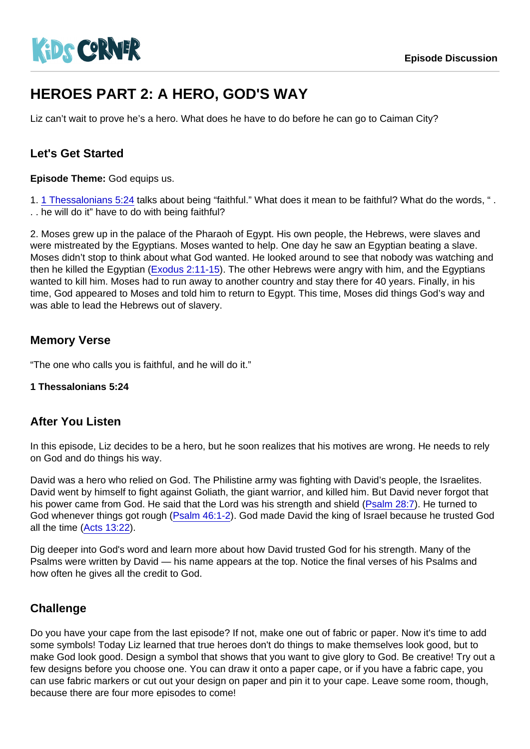KiDS CORNER

Episode Discussion

# HEROES PART 2: A HERO, GOD'S WAY

Liz can't wait to prove he's a hero. What does he have to do before he can go to Caiman City?

## Let's Get Started

**Episode Theme:** God equips us.

1. 1 Thessalonians 5:24 talks about being "faithful." What does it mean to be faithful? What do the words, " . . . he will do it" have to do with being faithful?

2. Moses grew up in the palace of the Pharaoh of Egypt. His own people, the Hebrews, were slaves and were mistreated by the Egyptians. Moses wanted to help. One day he saw an Egyptian beating a slave. Moses didn't stop to think about what God wanted. He looked around to see that nobody was watching and then he killed the Egyptian (Exodus 2:11-15). The other Hebrews were angry with him, and the Egyptians wanted to kill him. Moses had to run away to another country and stay there for 40 years. Finally, in his time, God appeared to Moses and told him to return to Egypt. This time, Moses did things God's way and was able to lead the Hebrews out of slavery.

## Memory Verse

"The one who calls you is faithful, and he will do it."

**1 Thessalonians 5:24**

## After You Listen

In this episode, Liz decides to be a hero, but he soon realizes that his motives are wrong. He needs to rely on God and do things his way.

David was a hero who relied on God. The Philistine army was fighting with David's people, the Israelites. David went by himself to fight against Goliath, the giant warrior, and killed him. But David never forgot that his power came from God. He said that the Lord was his strength and shield (Psalm 28:7). He turned to God whenever things got rough (Psalm 46:1-2). God made David the king of Israel because he trusted God all the time (Acts 13:22).

Dig deeper into God's word and learn more about how David trusted God for his strength. Many of the Psalms were written by David — his name appears at the top. Notice the final verses of his Psalms and how often he gives all the credit to God.

## Challenge

Do you have your cape from the last episode? If not, make one out of fabric or paper. Now it's time to add some symbols! Today Liz learned that true heroes don't do things to make themselves look good, but to make God look good. Design a symbol that shows that you want to give glory to God. Be creative! Try out a few designs before you choose one. You can draw it onto a paper cape, or if you have a fabric cape, you can use fabric markers or cut out your design on paper and pin it to your cape. Leave some room, though, because there are four more episodes to come!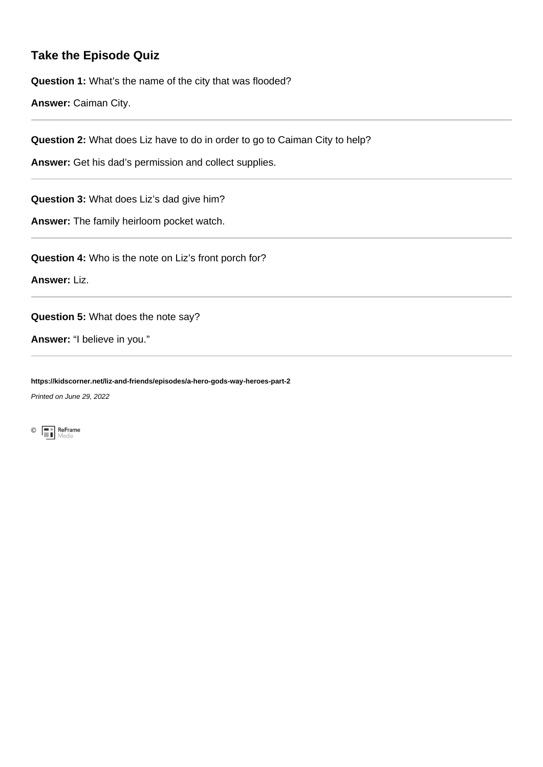## Take the Episode Quiz

**Question 1:** What's the name of the city that was flooded?

**Answer:** Caiman City.

---

**Question 2:** What does Liz have to do in order to go to Caiman City to help?

**Answer:** Get his dad's permission and collect supplies.

---

**Question 3:** What does Liz's dad give him?

**Answer:** The family heirloom pocket watch.

---

**Question 4:** Who is the note on Liz's front porch for?

**Answer:** Liz.

---

**Question 5:** What does the note say?

**Answer:** "I believe in you."

---

**https://kidscorner.net/liz-and-friends/episodes/a-hero-gods-way-heroes-part-2**

*Printed on June 29, 2022*

© ReFrame Media